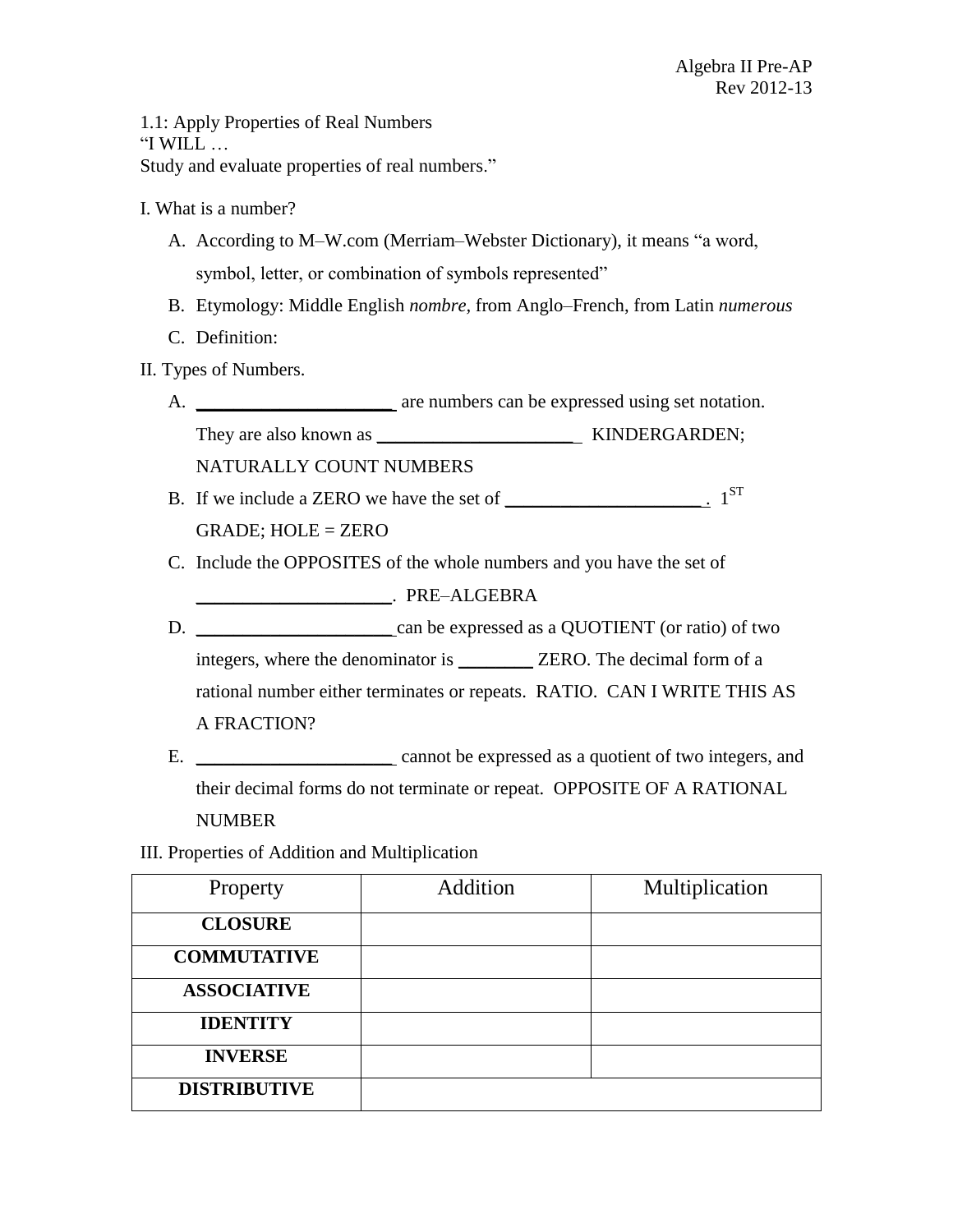Algebra II Pre-AP
Rev 2012-13

1.1: Apply Properties of Real Numbers
"I WILL …
Study and evaluate properties of real numbers."

I. What is a number?

A. According to M–W.com (Merriam–Webster Dictionary), it means "a word, symbol, letter, or combination of symbols represented"

B. Etymology: Middle English *nombre*, from Anglo–French, from Latin *numerous*

C. Definition:

II. Types of Numbers.

A. ______________________ are numbers can be expressed using set notation. They are also known as ______________________ KINDERGARDEN; NATURALLY COUNT NUMBERS

B. If we include a ZERO we have the set of ______________________. 1ST GRADE; HOLE = ZERO

C. Include the OPPOSITES of the whole numbers and you have the set of ______________________. PRE–ALGEBRA

D. ______________________ can be expressed as a QUOTIENT (or ratio) of two integers, where the denominator is ________ ZERO. The decimal form of a rational number either terminates or repeats. RATIO. CAN I WRITE THIS AS A FRACTION?

E. ______________________ cannot be expressed as a quotient of two integers, and their decimal forms do not terminate or repeat. OPPOSITE OF A RATIONAL NUMBER

III. Properties of Addition and Multiplication

| Property | Addition | Multiplication |
| --- | --- | --- |
| **CLOSURE** | | |
| **COMMUTATIVE** | | |
| **ASSOCIATIVE** | | |
| **IDENTITY** | | |
| **INVERSE** | | |
| **DISTRIBUTIVE** | | |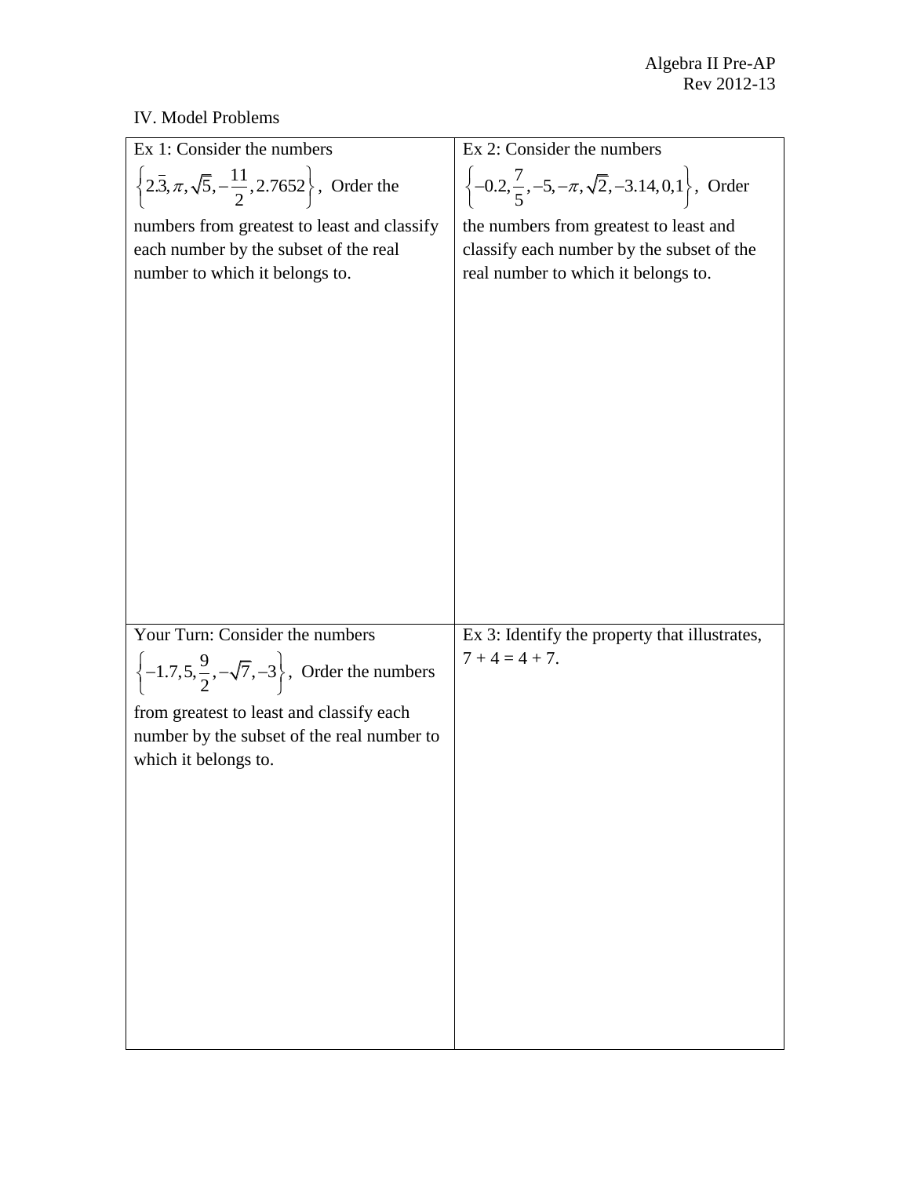IV. Model Problems

| Ex 1: Consider the numbers $\left\{2.\bar{3}, \pi, \sqrt{5}, -\frac{11}{2}, 2.7652\right\}$, Order the numbers from greatest to least and classify each number by the subset of the real number to which it belongs to. | Ex 2: Consider the numbers $\left\{-0.2, \frac{7}{5}, -5, -\pi, \sqrt{2}, -3.14, 0, 1\right\}$, Order the numbers from greatest to least and classify each number by the subset of the real number to which it belongs to. |
| --- | --- |
| Your Turn: Consider the numbers $\left\{-1.7, 5, \frac{9}{2}, -\sqrt{7}, -3\right\}$, Order the numbers from greatest to least and classify each number by the subset of the real number to which it belongs to. | Ex 3: Identify the property that illustrates, $7 + 4 = 4 + 7$. |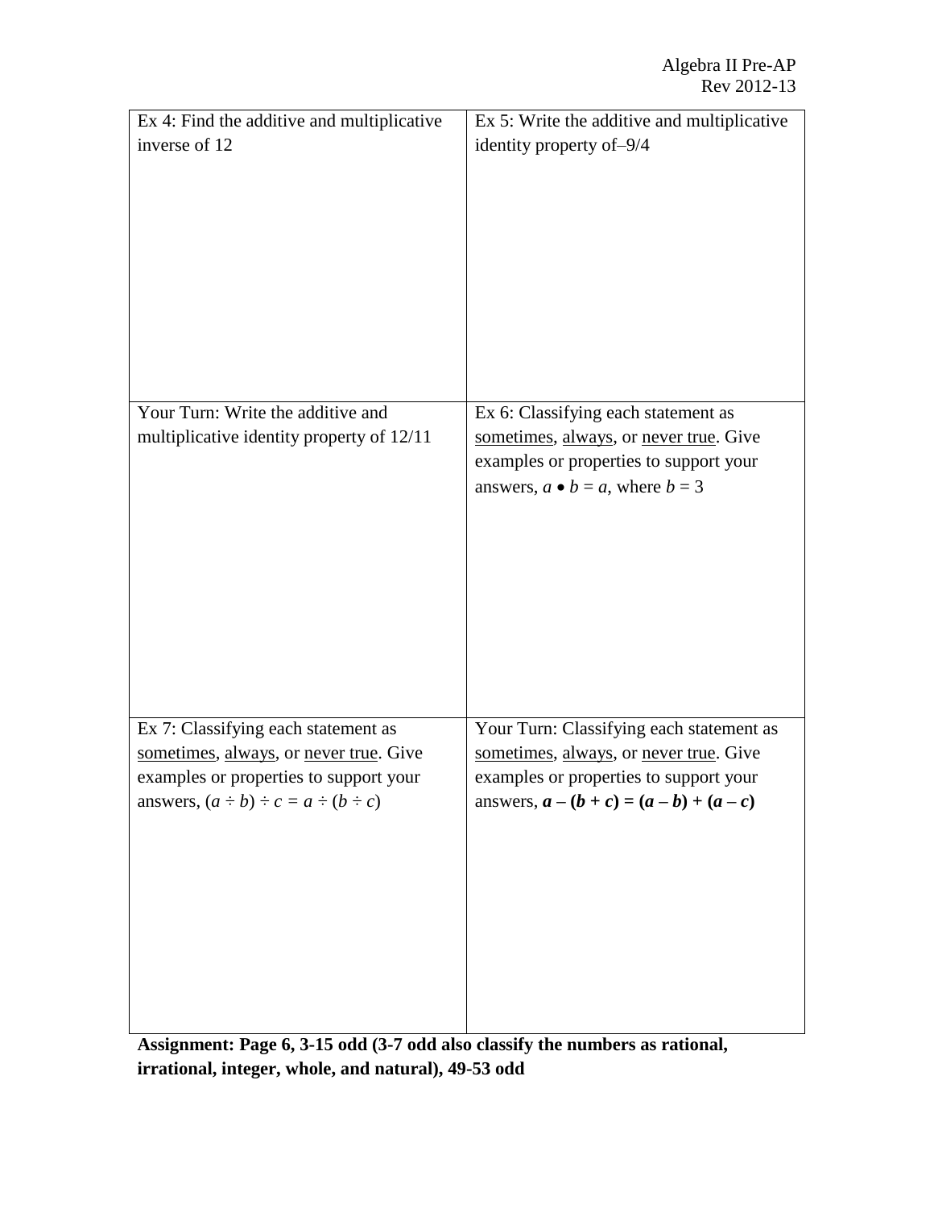| | |
|---|---|
| Ex 4: Find the additive and multiplicative inverse of 12 | Ex 5: Write the additive and multiplicative identity property of $-9/4$ |
| Your Turn: Write the additive and multiplicative identity property of 12/11 | Ex 6: Classifying each statement as <u>sometimes</u>, <u>always</u>, or <u>never true</u>. Give examples or properties to support your answers, $a \bullet b = a$, where $b = 3$ |
| Ex 7: Classifying each statement as <u>sometimes</u>, <u>always</u>, or <u>never true</u>. Give examples or properties to support your answers, $(a \div b) \div c = a \div (b \div c)$ | Your Turn: Classifying each statement as <u>sometimes</u>, <u>always</u>, or <u>never true</u>. Give examples or properties to support your answers, $\boldsymbol{a - (b + c) = (a - b) + (a - c)}$ |

**Assignment: Page 6, 3-15 odd (3-7 odd also classify the numbers as rational, irrational, integer, whole, and natural), 49-53 odd**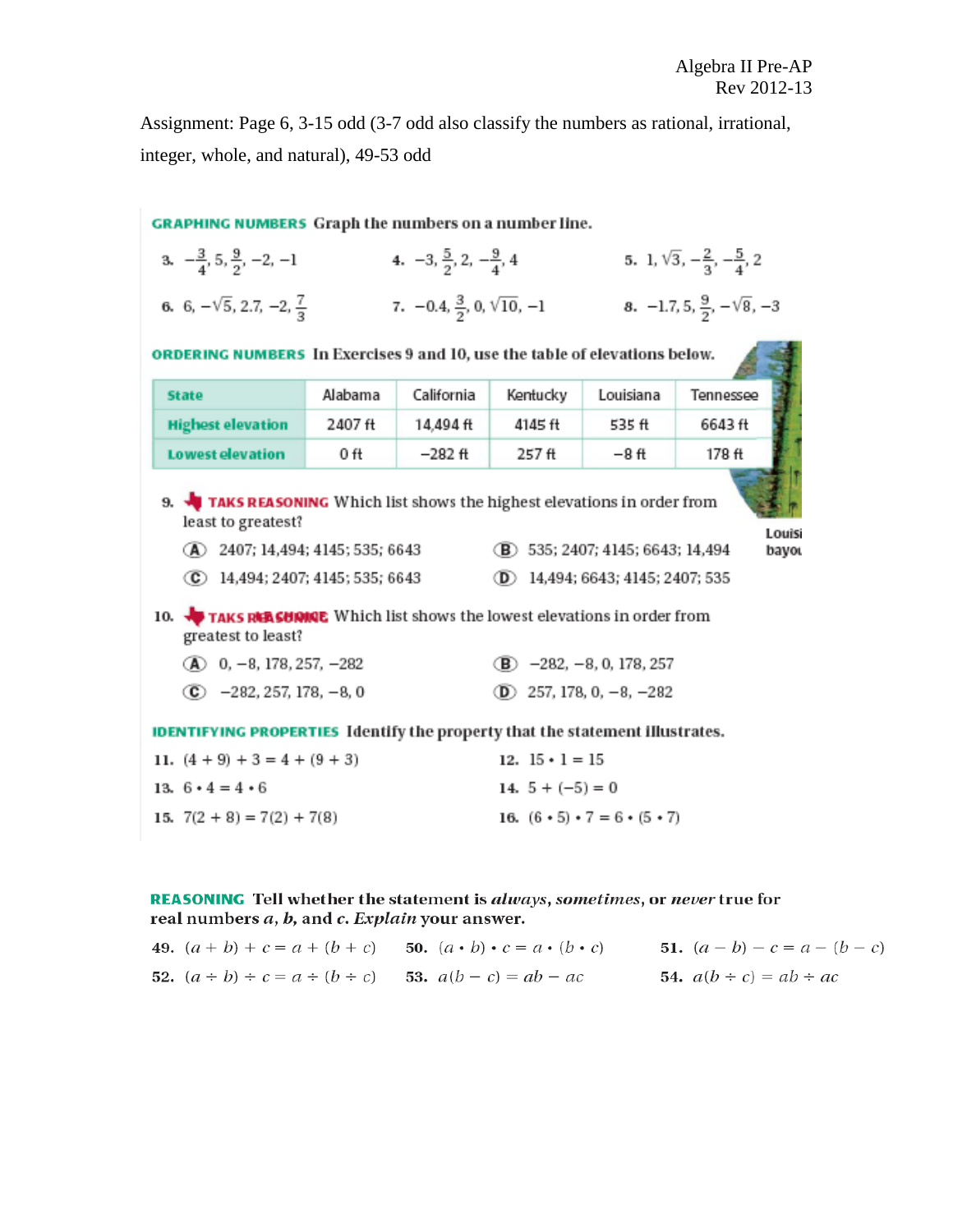Algebra II Pre-AP
Rev 2012-13

Assignment: Page 6, 3-15 odd (3-7 odd also classify the numbers as rational, irrational, integer, whole, and natural), 49-53 odd

**GRAPHING NUMBERS** Graph the numbers on a number line.

3. $-\frac{3}{4}, 5, \frac{9}{2}, -2, -1$

4. $-3, \frac{5}{2}, 2, -\frac{9}{4}, 4$

5. $1, \sqrt{3}, -\frac{2}{3}, -\frac{5}{4}, 2$

6. $6, -\sqrt{5}, 2.7, -2, \frac{7}{3}$

7. $-0.4, \frac{3}{2}, 0, \sqrt{10}, -1$

8. $-1.7, 5, \frac{9}{2}, -\sqrt{8}, -3$

**ORDERING NUMBERS** In Exercises 9 and 10, use the table of elevations below.

| State | Alabama | California | Kentucky | Louisiana | Tennessee |
|---|---|---|---|---|---|
| Highest elevation | 2407 ft | 14,494 ft | 4145 ft | 535 ft | 6643 ft |
| Lowest elevation | 0 ft | −282 ft | 257 ft | −8 ft | 178 ft |

Louisi
bayou

9. **TAKS REASONING** Which list shows the highest elevations in order from least to greatest?

   Ⓐ 2407; 14,494; 4145; 535; 6643
   Ⓑ 535; 2407; 4145; 6643; 14,494
   Ⓒ 14,494; 2407; 4145; 535; 6643
   Ⓓ 14,494; 6643; 4145; 2407; 535

10. **TAKS REASONING** Which list shows the lowest elevations in order from greatest to least?

   Ⓐ 0, −8, 178, 257, −282
   Ⓑ −282, −8, 0, 178, 257
   Ⓒ −282, 257, 178, −8, 0
   Ⓓ 257, 178, 0, −8, −282

**IDENTIFYING PROPERTIES** Identify the property that the statement illustrates.

11. $(4 + 9) + 3 = 4 + (9 + 3)$

12. $15 \cdot 1 = 15$

13. $6 \cdot 4 = 4 \cdot 6$

14. $5 + (-5) = 0$

15. $7(2 + 8) = 7(2) + 7(8)$

16. $(6 \cdot 5) \cdot 7 = 6 \cdot (5 \cdot 7)$

**REASONING** Tell whether the statement is *always*, *sometimes*, or *never* true for real numbers $a$, $b$, and $c$. *Explain* your answer.

49. $(a + b) + c = a + (b + c)$

50. $(a \cdot b) \cdot c = a \cdot (b \cdot c)$

51. $(a - b) - c = a - (b - c)$

52. $(a \div b) \div c = a \div (b \div c)$

53. $a(b - c) = ab - ac$

54. $a(b \div c) = ab \div ac$